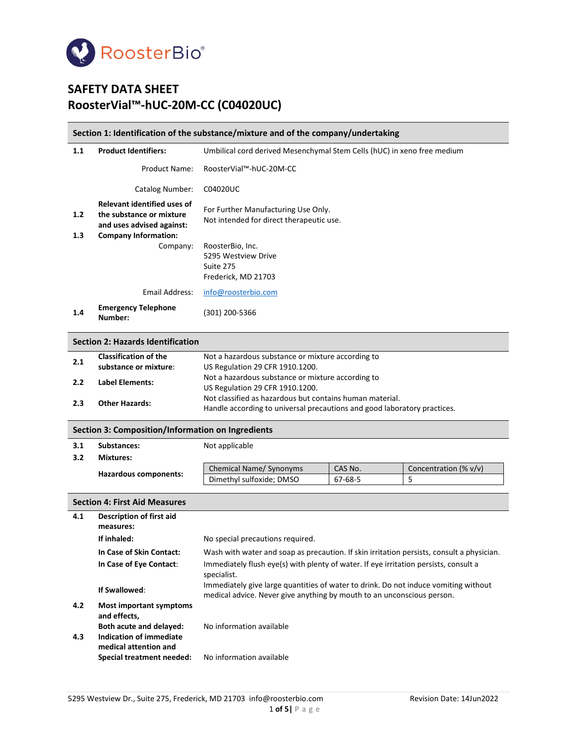RoosterBio®

# SAFETY DATA SHEET
# RoosterVial™-hUC-20M-CC (C04020UC)

## Section 1: Identification of the substance/mixture and of the company/undertaking

**1.1 Product Identifiers:** Umbilical cord derived Mesenchymal Stem Cells (hUC) in xeno free medium

Product Name: RoosterVial™-hUC-20M-CC

Catalog Number: C04020UC

**1.2 Relevant identified uses of the substance or mixture and uses advised against:** For Further Manufacturing Use Only. Not intended for direct therapeutic use.

**1.3 Company Information:**

Company: RoosterBio, Inc.
5295 Westview Drive
Suite 275
Frederick, MD 21703

Email Address: info@roosterbio.com

**1.4 Emergency Telephone Number:** (301) 200-5366

## Section 2: Hazards Identification

**2.1 Classification of the substance or mixture:** Not a hazardous substance or mixture according to US Regulation 29 CFR 1910.1200.

**2.2 Label Elements:** Not a hazardous substance or mixture according to US Regulation 29 CFR 1910.1200.

**2.3 Other Hazards:** Not classified as hazardous but contains human material. Handle according to universal precautions and good laboratory practices.

## Section 3: Composition/Information on Ingredients

**3.1 Substances:** Not applicable

**3.2 Mixtures:**

**Hazardous components:**

| Chemical Name/ Synonyms | CAS No. | Concentration (% v/v) |
|---|---|---|
| Dimethyl sulfoxide; DMSO | 67-68-5 | 5 |

## Section 4: First Aid Measures

**4.1 Description of first aid measures:**

**If inhaled:** No special precautions required.

**In Case of Skin Contact:** Wash with water and soap as precaution. If skin irritation persists, consult a physician.

**In Case of Eye Contact:** Immediately flush eye(s) with plenty of water. If eye irritation persists, consult a specialist.

**If Swallowed:** Immediately give large quantities of water to drink. Do not induce vomiting without medical advice. Never give anything by mouth to an unconscious person.

**4.2 Most important symptoms and effects, Both acute and delayed:** No information available

**4.3 Indication of immediate medical attention and Special treatment needed:** No information available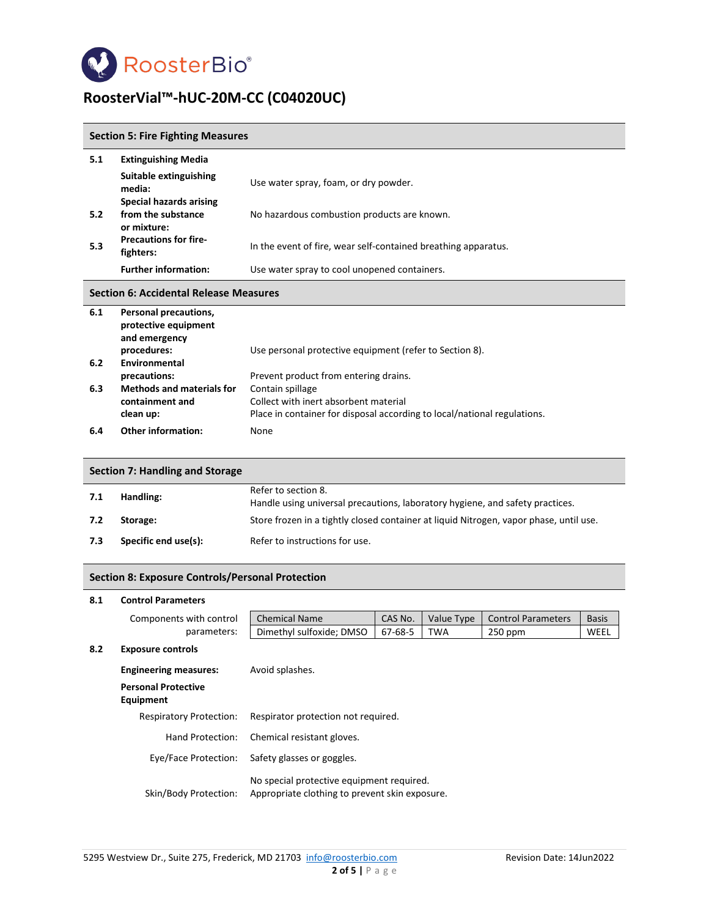## Section 5: Fire Fighting Measures

**5.1 Extinguishing Media**

| | | |
|---|---|---|
| | **Suitable extinguishing media:** | Use water spray, foam, or dry powder. |
| **5.2** | **Special hazards arising from the substance or mixture:** | No hazardous combustion products are known. |
| **5.3** | **Precautions for fire-fighters:** | In the event of fire, wear self-contained breathing apparatus. |
| | **Further information:** | Use water spray to cool unopened containers. |

## Section 6: Accidental Release Measures

| | | |
|---|---|---|
| **6.1** | **Personal precautions, protective equipment and emergency procedures:** | Use personal protective equipment (refer to Section 8). |
| **6.2** | **Environmental precautions:** | Prevent product from entering drains. |
| **6.3** | **Methods and materials for containment and clean up:** | Contain spillage<br>Collect with inert absorbent material<br>Place in container for disposal according to local/national regulations. |
| **6.4** | **Other information:** | None |

## Section 7: Handling and Storage

| | | |
|---|---|---|
| **7.1** | **Handling:** | Refer to section 8.<br>Handle using universal precautions, laboratory hygiene, and safety practices. |
| **7.2** | **Storage:** | Store frozen in a tightly closed container at liquid Nitrogen, vapor phase, until use. |
| **7.3** | **Specific end use(s):** | Refer to instructions for use. |

## Section 8: Exposure Controls/Personal Protection

**8.1 Control Parameters**

Components with control parameters:

| Chemical Name | CAS No. | Value Type | Control Parameters | Basis |
|---|---|---|---|---|
| Dimethyl sulfoxide; DMSO | 67-68-5 | TWA | 250 ppm | WEEL |

**8.2 Exposure controls**

**Engineering measures:** Avoid splashes.

**Personal Protective Equipment**

| | |
|---|---|
| Respiratory Protection: | Respirator protection not required. |
| Hand Protection: | Chemical resistant gloves. |
| Eye/Face Protection: | Safety glasses or goggles. |
| Skin/Body Protection: | No special protective equipment required.<br>Appropriate clothing to prevent skin exposure. |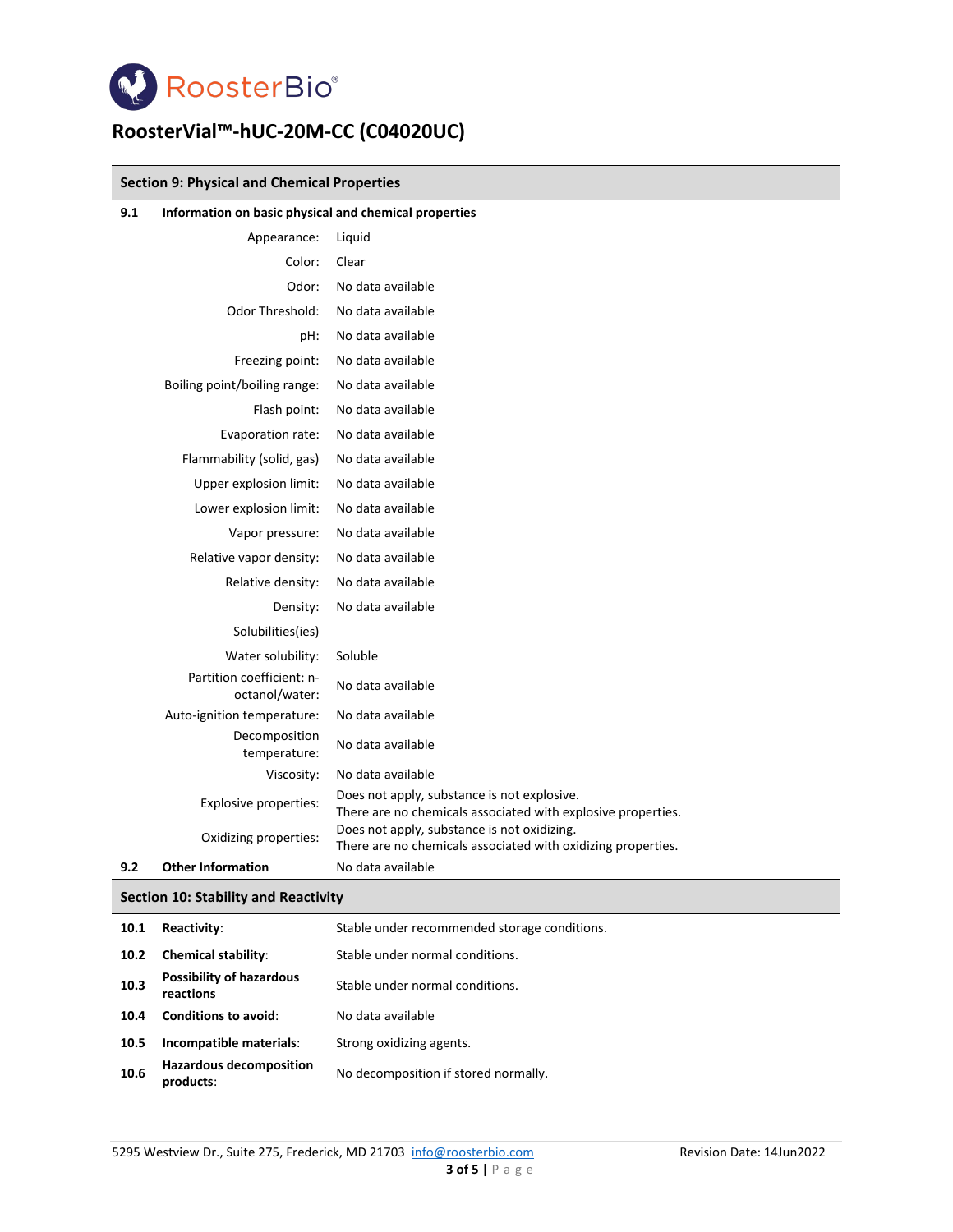# RoosterVial™-hUC-20M-CC (C04020UC)

## Section 9: Physical and Chemical Properties

**9.1 Information on basic physical and chemical properties**

| Property | Value |
|---|---|
| Appearance: | Liquid |
| Color: | Clear |
| Odor: | No data available |
| Odor Threshold: | No data available |
| pH: | No data available |
| Freezing point: | No data available |
| Boiling point/boiling range: | No data available |
| Flash point: | No data available |
| Evaporation rate: | No data available |
| Flammability (solid, gas) | No data available |
| Upper explosion limit: | No data available |
| Lower explosion limit: | No data available |
| Vapor pressure: | No data available |
| Relative vapor density: | No data available |
| Relative density: | No data available |
| Density: | No data available |
| Solubilities(ies) | |
| Water solubility: | Soluble |
| Partition coefficient: n-octanol/water: | No data available |
| Auto-ignition temperature: | No data available |
| Decomposition temperature: | No data available |
| Viscosity: | No data available |
| Explosive properties: | Does not apply, substance is not explosive. There are no chemicals associated with explosive properties. |
| Oxidizing properties: | Does not apply, substance is not oxidizing. There are no chemicals associated with oxidizing properties. |

**9.2 Other Information** No data available

## Section 10: Stability and Reactivity

| | | |
|---|---|---|
| 10.1 | **Reactivity**: | Stable under recommended storage conditions. |
| 10.2 | **Chemical stability**: | Stable under normal conditions. |
| 10.3 | **Possibility of hazardous reactions** | Stable under normal conditions. |
| 10.4 | **Conditions to avoid**: | No data available |
| 10.5 | **Incompatible materials**: | Strong oxidizing agents. |
| 10.6 | **Hazardous decomposition products**: | No decomposition if stored normally. |

5295 Westview Dr., Suite 275, Frederick, MD 21703 info@roosterbio.com Revision Date: 14Jun2022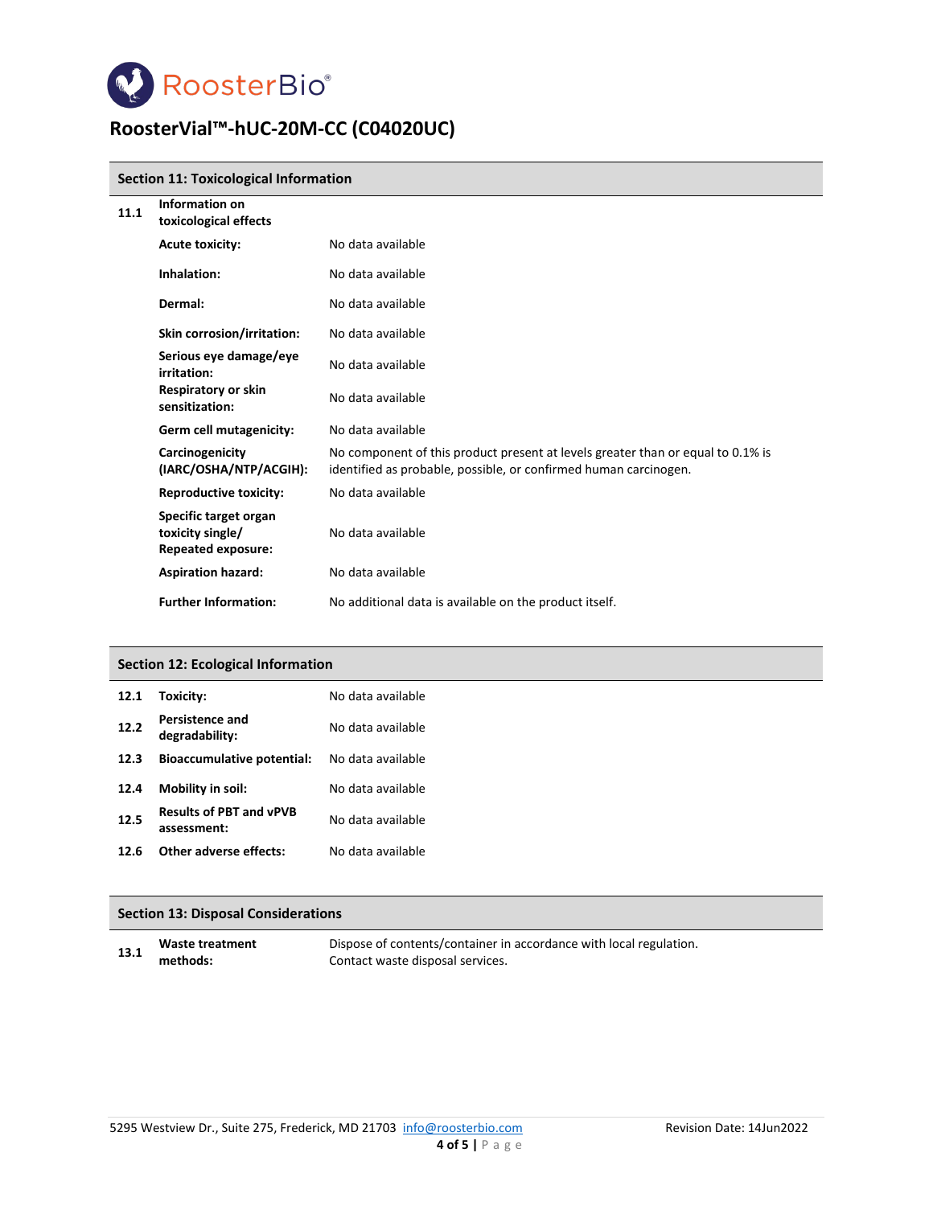# RoosterBio®

## RoosterVial™-hUC-20M-CC (C04020UC)

### Section 11: Toxicological Information

| | | |
|---|---|---|
| **11.1** | **Information on toxicological effects** | |
| | **Acute toxicity:** | No data available |
| | **Inhalation:** | No data available |
| | **Dermal:** | No data available |
| | **Skin corrosion/irritation:** | No data available |
| | **Serious eye damage/eye irritation:** | No data available |
| | **Respiratory or skin sensitization:** | No data available |
| | **Germ cell mutagenicity:** | No data available |
| | **Carcinogenicity (IARC/OSHA/NTP/ACGIH):** | No component of this product present at levels greater than or equal to 0.1% is identified as probable, possible, or confirmed human carcinogen. |
| | **Reproductive toxicity:** | No data available |
| | **Specific target organ toxicity single/ Repeated exposure:** | No data available |
| | **Aspiration hazard:** | No data available |
| | **Further Information:** | No additional data is available on the product itself. |

### Section 12: Ecological Information

| | | |
|---|---|---|
| **12.1** | **Toxicity:** | No data available |
| **12.2** | **Persistence and degradability:** | No data available |
| **12.3** | **Bioaccumulative potential:** | No data available |
| **12.4** | **Mobility in soil:** | No data available |
| **12.5** | **Results of PBT and vPVB assessment:** | No data available |
| **12.6** | **Other adverse effects:** | No data available |

### Section 13: Disposal Considerations

| | | |
|---|---|---|
| **13.1** | **Waste treatment methods:** | Dispose of contents/container in accordance with local regulation. Contact waste disposal services. |

5295 Westview Dr., Suite 275, Frederick, MD 21703 info@roosterbio.com Revision Date: 14Jun2022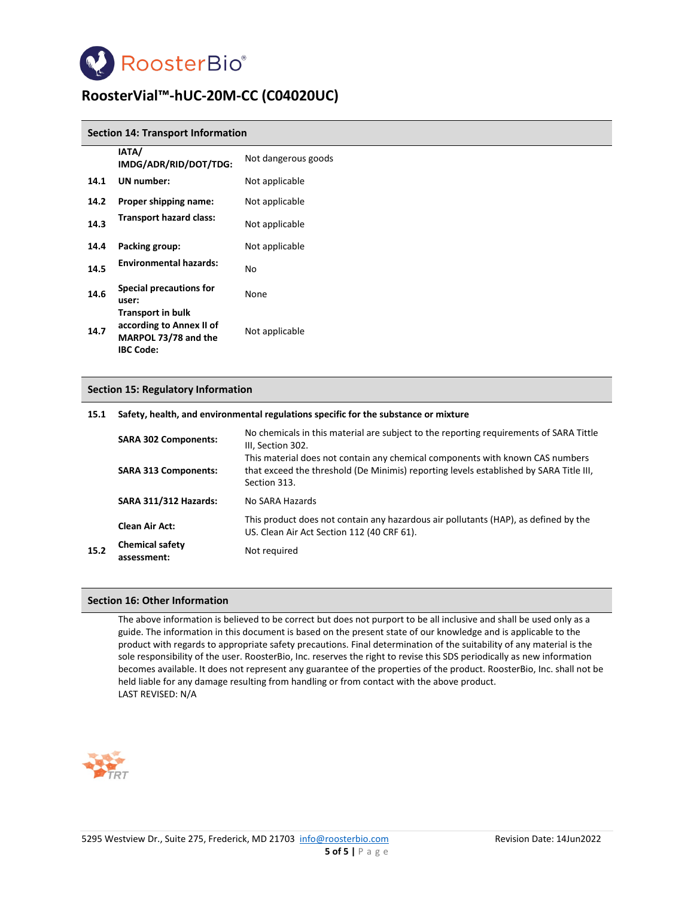# RoosterVial™-hUC-20M-CC (C04020UC)

## Section 14: Transport Information

| | | |
|---|---|---|
| | **IATA/ IMDG/ADR/RID/DOT/TDG:** | Not dangerous goods |
| **14.1** | **UN number:** | Not applicable |
| **14.2** | **Proper shipping name:** | Not applicable |
| **14.3** | **Transport hazard class:** | Not applicable |
| **14.4** | **Packing group:** | Not applicable |
| **14.5** | **Environmental hazards:** | No |
| **14.6** | **Special precautions for user:** | None |
| **14.7** | **Transport in bulk according to Annex II of MARPOL 73/78 and the IBC Code:** | Not applicable |

## Section 15: Regulatory Information

**15.1 Safety, health, and environmental regulations specific for the substance or mixture**

| | | |
|---|---|---|
| | **SARA 302 Components:** | No chemicals in this material are subject to the reporting requirements of SARA Tittle III, Section 302. |
| | **SARA 313 Components:** | This material does not contain any chemical components with known CAS numbers that exceed the threshold (De Minimis) reporting levels established by SARA Title III, Section 313. |
| | **SARA 311/312 Hazards:** | No SARA Hazards |
| | **Clean Air Act:** | This product does not contain any hazardous air pollutants (HAP), as defined by the US. Clean Air Act Section 112 (40 CRF 61). |
| **15.2** | **Chemical safety assessment:** | Not required |

## Section 16: Other Information

The above information is believed to be correct but does not purport to be all inclusive and shall be used only as a guide. The information in this document is based on the present state of our knowledge and is applicable to the product with regards to appropriate safety precautions. Final determination of the suitability of any material is the sole responsibility of the user. RoosterBio, Inc. reserves the right to revise this SDS periodically as new information becomes available. It does not represent any guarantee of the properties of the product. RoosterBio, Inc. shall not be held liable for any damage resulting from handling or from contact with the above product.
LAST REVISED: N/A

TRT

5295 Westview Dr., Suite 275, Frederick, MD 21703 info@roosterbio.com Revision Date: 14Jun2022